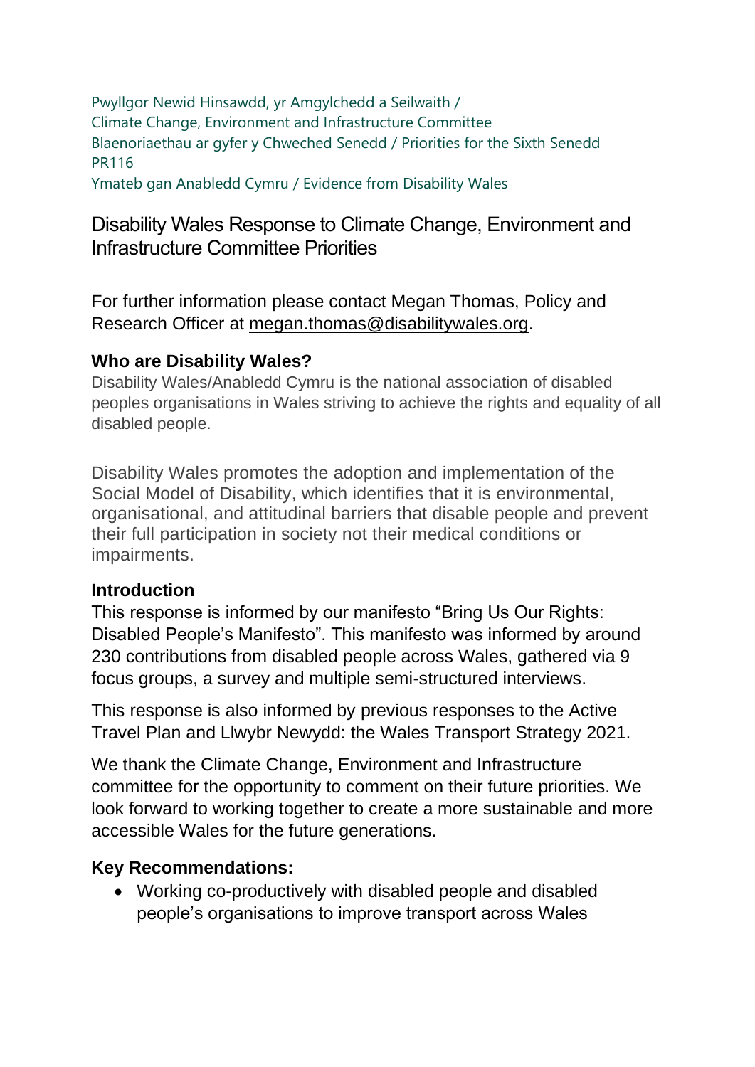Pwyllgor Newid Hinsawdd, yr Amgylchedd a Seilwaith /
Climate Change, Environment and Infrastructure Committee
Blaenoriaethau ar gyfer y Chweched Senedd / Priorities for the Sixth Senedd
PR116
Ymateb gan Anabledd Cymru / Evidence from Disability Wales

# Disability Wales Response to Climate Change, Environment and Infrastructure Committee Priorities

For further information please contact Megan Thomas, Policy and Research Officer at megan.thomas@disabilitywales.org.

## Who are Disability Wales?

Disability Wales/Anabledd Cymru is the national association of disabled peoples organisations in Wales striving to achieve the rights and equality of all disabled people.

Disability Wales promotes the adoption and implementation of the Social Model of Disability, which identifies that it is environmental, organisational, and attitudinal barriers that disable people and prevent their full participation in society not their medical conditions or impairments.

## Introduction

This response is informed by our manifesto "Bring Us Our Rights: Disabled People's Manifesto". This manifesto was informed by around 230 contributions from disabled people across Wales, gathered via 9 focus groups, a survey and multiple semi-structured interviews.

This response is also informed by previous responses to the Active Travel Plan and Llwybr Newydd: the Wales Transport Strategy 2021.

We thank the Climate Change, Environment and Infrastructure committee for the opportunity to comment on their future priorities. We look forward to working together to create a more sustainable and more accessible Wales for the future generations.

## Key Recommendations:

- Working co-productively with disabled people and disabled people's organisations to improve transport across Wales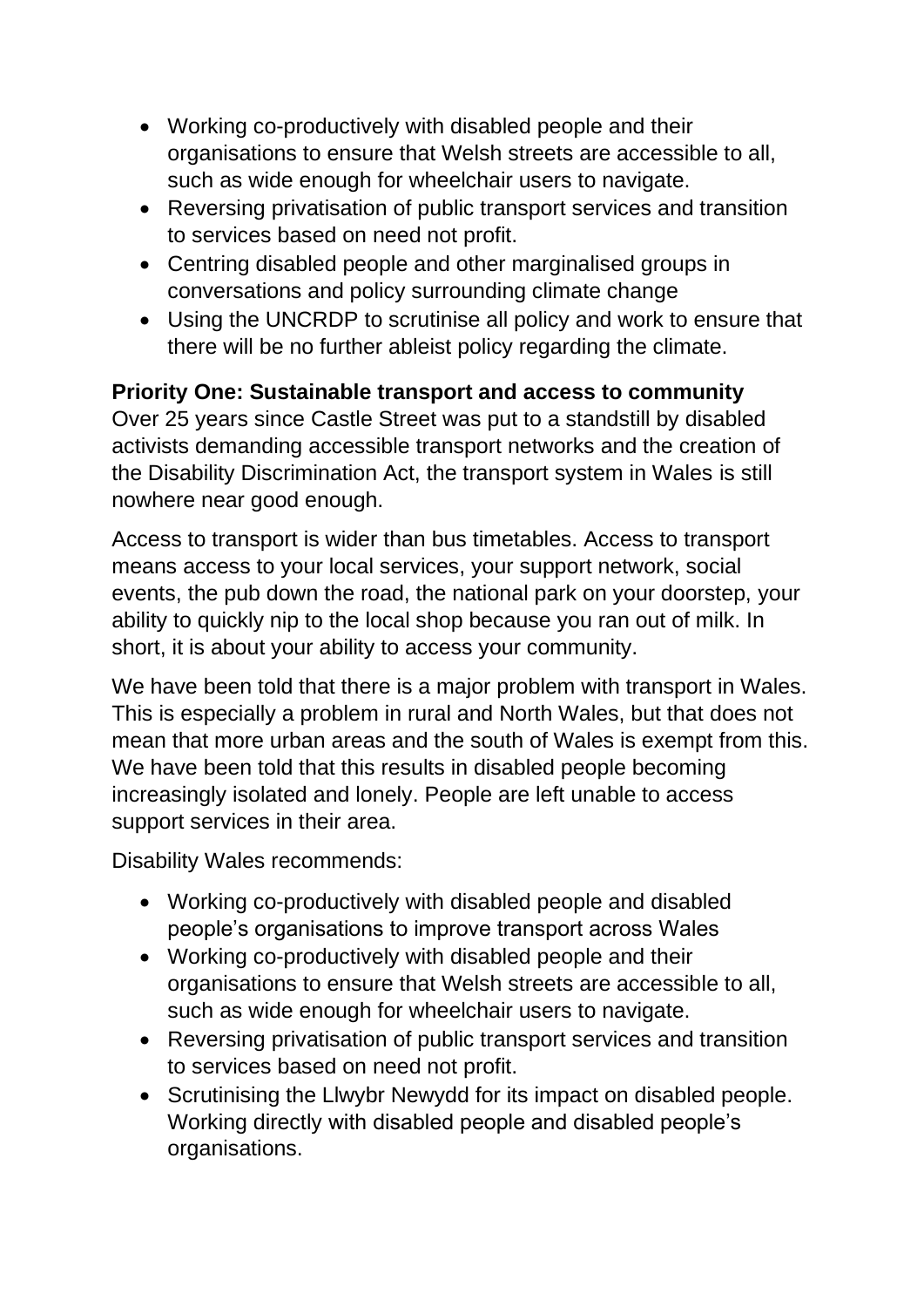- Working co-productively with disabled people and their organisations to ensure that Welsh streets are accessible to all, such as wide enough for wheelchair users to navigate.
- Reversing privatisation of public transport services and transition to services based on need not profit.
- Centring disabled people and other marginalised groups in conversations and policy surrounding climate change
- Using the UNCRDP to scrutinise all policy and work to ensure that there will be no further ableist policy regarding the climate.

**Priority One: Sustainable transport and access to community**

Over 25 years since Castle Street was put to a standstill by disabled activists demanding accessible transport networks and the creation of the Disability Discrimination Act, the transport system in Wales is still nowhere near good enough.

Access to transport is wider than bus timetables. Access to transport means access to your local services, your support network, social events, the pub down the road, the national park on your doorstep, your ability to quickly nip to the local shop because you ran out of milk. In short, it is about your ability to access your community.

We have been told that there is a major problem with transport in Wales. This is especially a problem in rural and North Wales, but that does not mean that more urban areas and the south of Wales is exempt from this. We have been told that this results in disabled people becoming increasingly isolated and lonely. People are left unable to access support services in their area.

Disability Wales recommends:

- Working co-productively with disabled people and disabled people's organisations to improve transport across Wales
- Working co-productively with disabled people and their organisations to ensure that Welsh streets are accessible to all, such as wide enough for wheelchair users to navigate.
- Reversing privatisation of public transport services and transition to services based on need not profit.
- Scrutinising the Llwybr Newydd for its impact on disabled people. Working directly with disabled people and disabled people's organisations.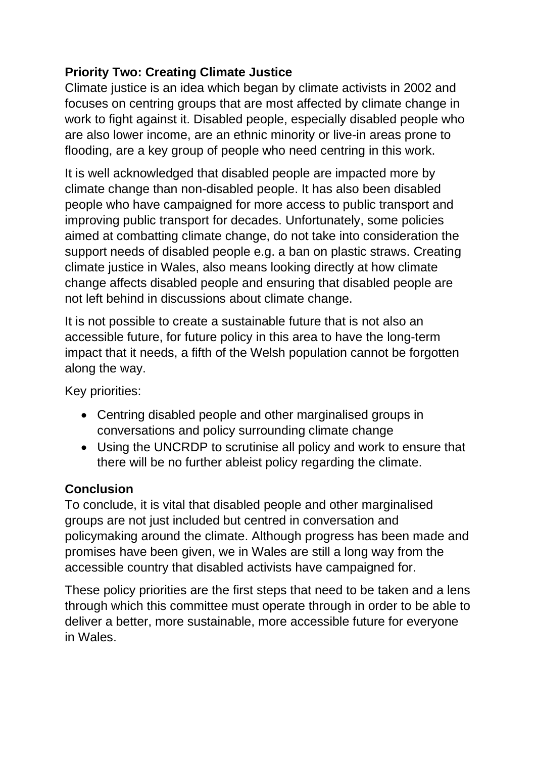**Priority Two: Creating Climate Justice**

Climate justice is an idea which began by climate activists in 2002 and focuses on centring groups that are most affected by climate change in work to fight against it. Disabled people, especially disabled people who are also lower income, are an ethnic minority or live-in areas prone to flooding, are a key group of people who need centring in this work.

It is well acknowledged that disabled people are impacted more by climate change than non-disabled people. It has also been disabled people who have campaigned for more access to public transport and improving public transport for decades. Unfortunately, some policies aimed at combatting climate change, do not take into consideration the support needs of disabled people e.g. a ban on plastic straws. Creating climate justice in Wales, also means looking directly at how climate change affects disabled people and ensuring that disabled people are not left behind in discussions about climate change.

It is not possible to create a sustainable future that is not also an accessible future, for future policy in this area to have the long-term impact that it needs, a fifth of the Welsh population cannot be forgotten along the way.

Key priorities:

- Centring disabled people and other marginalised groups in conversations and policy surrounding climate change
- Using the UNCRDP to scrutinise all policy and work to ensure that there will be no further ableist policy regarding the climate.

**Conclusion**

To conclude, it is vital that disabled people and other marginalised groups are not just included but centred in conversation and policymaking around the climate. Although progress has been made and promises have been given, we in Wales are still a long way from the accessible country that disabled activists have campaigned for.

These policy priorities are the first steps that need to be taken and a lens through which this committee must operate through in order to be able to deliver a better, more sustainable, more accessible future for everyone in Wales.